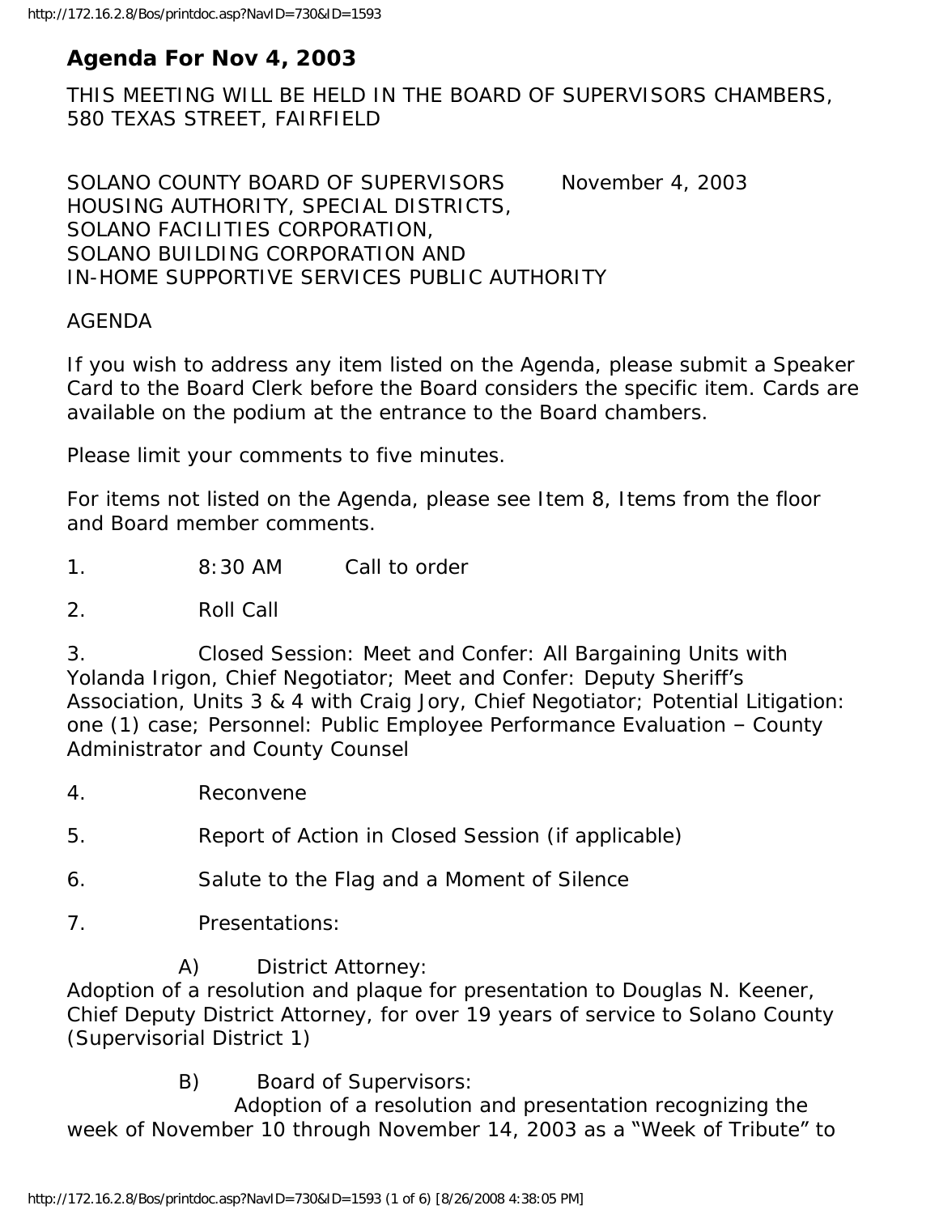# Agenda For Nov 4, 2003

THIS MEETING WILL BE HELD IN THE BOARD OF SUPERVISORS CHAMBERS, 580 TEXAS STREET, FAIRFIELD

SOLANO COUNTY BOARD OF SUPERVISORS November 4, 2003
HOUSING AUTHORITY, SPECIAL DISTRICTS,
SOLANO FACILITIES CORPORATION,
SOLANO BUILDING CORPORATION AND
IN-HOME SUPPORTIVE SERVICES PUBLIC AUTHORITY

AGENDA

If you wish to address any item listed on the Agenda, please submit a Speaker Card to the Board Clerk before the Board considers the specific item. Cards are available on the podium at the entrance to the Board chambers.

Please limit your comments to five minutes.

For items not listed on the Agenda, please see Item 8, Items from the floor and Board member comments.

1. 8:30 AM Call to order

2. Roll Call

3. Closed Session: Meet and Confer: All Bargaining Units with Yolanda Irigon, Chief Negotiator; Meet and Confer: Deputy Sheriff's Association, Units 3 & 4 with Craig Jory, Chief Negotiator; Potential Litigation: one (1) case; Personnel: Public Employee Performance Evaluation – County Administrator and County Counsel

4. Reconvene

5. Report of Action in Closed Session (if applicable)

6. Salute to the Flag and a Moment of Silence

7. Presentations:

A) District Attorney:
Adoption of a resolution and plaque for presentation to Douglas N. Keener, Chief Deputy District Attorney, for over 19 years of service to Solano County (Supervisorial District 1)

B) Board of Supervisors:
Adoption of a resolution and presentation recognizing the week of November 10 through November 14, 2003 as a "Week of Tribute" to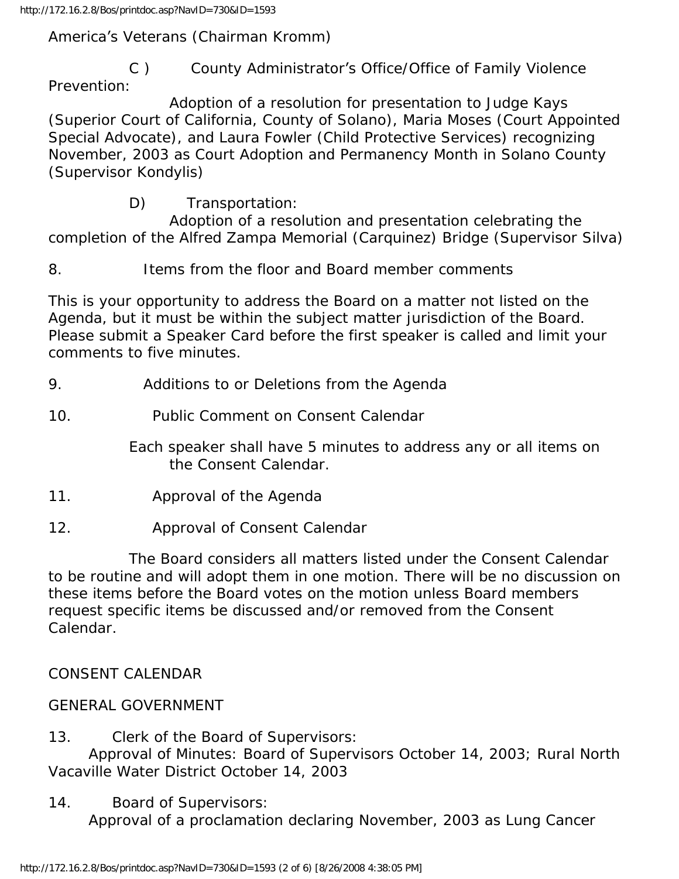America's Veterans (Chairman Kromm)

C ) County Administrator's Office/Office of Family Violence Prevention:

Adoption of a resolution for presentation to Judge Kays (Superior Court of California, County of Solano), Maria Moses (Court Appointed Special Advocate), and Laura Fowler (Child Protective Services) recognizing November, 2003 as Court Adoption and Permanency Month in Solano County (Supervisor Kondylis)

D) Transportation:

Adoption of a resolution and presentation celebrating the completion of the Alfred Zampa Memorial (Carquinez) Bridge (Supervisor Silva)

8. Items from the floor and Board member comments

This is your opportunity to address the Board on a matter not listed on the Agenda, but it must be within the subject matter jurisdiction of the Board. Please submit a Speaker Card before the first speaker is called and limit your comments to five minutes.

9. Additions to or Deletions from the Agenda

10. Public Comment on Consent Calendar

Each speaker shall have 5 minutes to address any or all items on the Consent Calendar.

11. Approval of the Agenda

12. Approval of Consent Calendar

The Board considers all matters listed under the Consent Calendar to be routine and will adopt them in one motion. There will be no discussion on these items before the Board votes on the motion unless Board members request specific items be discussed and/or removed from the Consent Calendar.

CONSENT CALENDAR

GENERAL GOVERNMENT

13. Clerk of the Board of Supervisors:
Approval of Minutes: Board of Supervisors October 14, 2003; Rural North Vacaville Water District October 14, 2003

14. Board of Supervisors:
Approval of a proclamation declaring November, 2003 as Lung Cancer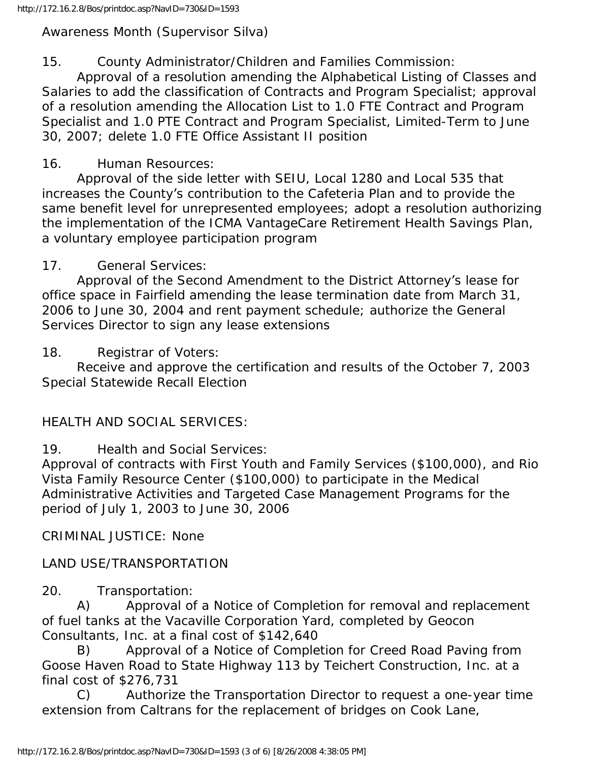Awareness Month (Supervisor Silva)

15. County Administrator/Children and Families Commission:
Approval of a resolution amending the Alphabetical Listing of Classes and Salaries to add the classification of Contracts and Program Specialist; approval of a resolution amending the Allocation List to 1.0 FTE Contract and Program Specialist and 1.0 PTE Contract and Program Specialist, Limited-Term to June 30, 2007; delete 1.0 FTE Office Assistant II position

16. Human Resources:
Approval of the side letter with SEIU, Local 1280 and Local 535 that increases the County's contribution to the Cafeteria Plan and to provide the same benefit level for unrepresented employees; adopt a resolution authorizing the implementation of the ICMA VantageCare Retirement Health Savings Plan, a voluntary employee participation program

17. General Services:
Approval of the Second Amendment to the District Attorney's lease for office space in Fairfield amending the lease termination date from March 31, 2006 to June 30, 2004 and rent payment schedule; authorize the General Services Director to sign any lease extensions

18. Registrar of Voters:
Receive and approve the certification and results of the October 7, 2003 Special Statewide Recall Election

HEALTH AND SOCIAL SERVICES:

19. Health and Social Services:
Approval of contracts with First Youth and Family Services ($100,000), and Rio Vista Family Resource Center ($100,000) to participate in the Medical Administrative Activities and Targeted Case Management Programs for the period of July 1, 2003 to June 30, 2006

CRIMINAL JUSTICE: None

LAND USE/TRANSPORTATION

20. Transportation:
A) Approval of a Notice of Completion for removal and replacement of fuel tanks at the Vacaville Corporation Yard, completed by Geocon Consultants, Inc. at a final cost of $142,640
B) Approval of a Notice of Completion for Creed Road Paving from Goose Haven Road to State Highway 113 by Teichert Construction, Inc. at a final cost of $276,731
C) Authorize the Transportation Director to request a one-year time extension from Caltrans for the replacement of bridges on Cook Lane,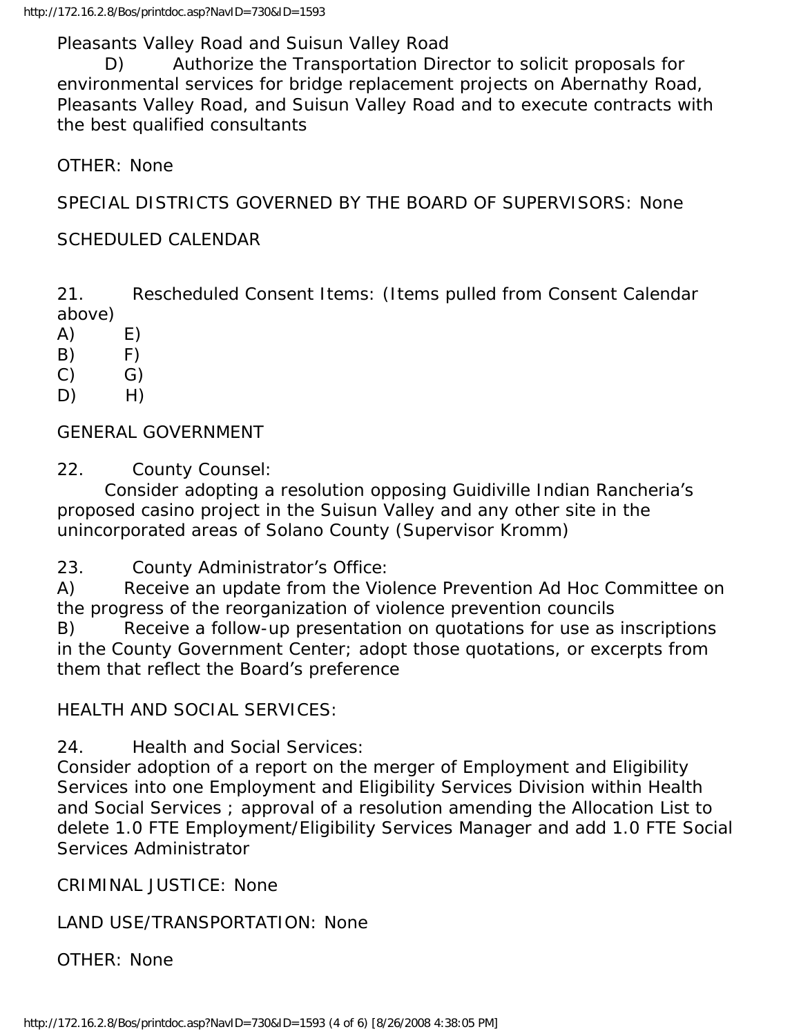Pleasants Valley Road and Suisun Valley Road

D) Authorize the Transportation Director to solicit proposals for environmental services for bridge replacement projects on Abernathy Road, Pleasants Valley Road, and Suisun Valley Road and to execute contracts with the best qualified consultants

OTHER: None

SPECIAL DISTRICTS GOVERNED BY THE BOARD OF SUPERVISORS: None

SCHEDULED CALENDAR

21. Rescheduled Consent Items: (Items pulled from Consent Calendar above)

A) E)
B) F)
C) G)
D) H)

GENERAL GOVERNMENT

22. County Counsel:

Consider adopting a resolution opposing Guidiville Indian Rancheria's proposed casino project in the Suisun Valley and any other site in the unincorporated areas of Solano County (Supervisor Kromm)

23. County Administrator's Office:

A) Receive an update from the Violence Prevention Ad Hoc Committee on the progress of the reorganization of violence prevention councils

B) Receive a follow-up presentation on quotations for use as inscriptions in the County Government Center; adopt those quotations, or excerpts from them that reflect the Board's preference

HEALTH AND SOCIAL SERVICES:

24. Health and Social Services:

Consider adoption of a report on the merger of Employment and Eligibility Services into one Employment and Eligibility Services Division within Health and Social Services ; approval of a resolution amending the Allocation List to delete 1.0 FTE Employment/Eligibility Services Manager and add 1.0 FTE Social Services Administrator

CRIMINAL JUSTICE: None

LAND USE/TRANSPORTATION: None

OTHER: None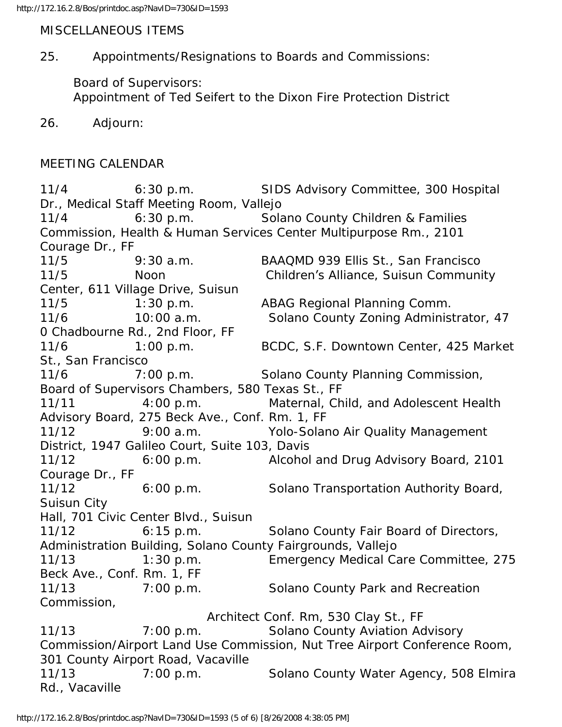MISCELLANEOUS ITEMS

25. Appointments/Resignations to Boards and Commissions:

Board of Supervisors:
Appointment of Ted Seifert to the Dixon Fire Protection District

26. Adjourn:

MEETING CALENDAR

11/4 6:30 p.m. SIDS Advisory Committee, 300 Hospital Dr., Medical Staff Meeting Room, Vallejo
11/4 6:30 p.m. Solano County Children & Families Commission, Health & Human Services Center Multipurpose Rm., 2101 Courage Dr., FF
11/5 9:30 a.m. BAAQMD 939 Ellis St., San Francisco
11/5 Noon Children's Alliance, Suisun Community Center, 611 Village Drive, Suisun
11/5 1:30 p.m. ABAG Regional Planning Comm.
11/6 10:00 a.m. Solano County Zoning Administrator, 47 0 Chadbourne Rd., 2nd Floor, FF
11/6 1:00 p.m. BCDC, S.F. Downtown Center, 425 Market St., San Francisco
11/6 7:00 p.m. Solano County Planning Commission, Board of Supervisors Chambers, 580 Texas St., FF
11/11 4:00 p.m. Maternal, Child, and Adolescent Health Advisory Board, 275 Beck Ave., Conf. Rm. 1, FF
11/12 9:00 a.m. Yolo-Solano Air Quality Management District, 1947 Galileo Court, Suite 103, Davis
11/12 6:00 p.m. Alcohol and Drug Advisory Board, 2101 Courage Dr., FF
11/12 6:00 p.m. Solano Transportation Authority Board, Suisun City Hall, 701 Civic Center Blvd., Suisun
11/12 6:15 p.m. Solano County Fair Board of Directors, Administration Building, Solano County Fairgrounds, Vallejo
11/13 1:30 p.m. Emergency Medical Care Committee, 275 Beck Ave., Conf. Rm. 1, FF
11/13 7:00 p.m. Solano County Park and Recreation Commission, Architect Conf. Rm, 530 Clay St., FF
11/13 7:00 p.m. Solano County Aviation Advisory Commission/Airport Land Use Commission, Nut Tree Airport Conference Room, 301 County Airport Road, Vacaville
11/13 7:00 p.m. Solano County Water Agency, 508 Elmira Rd., Vacaville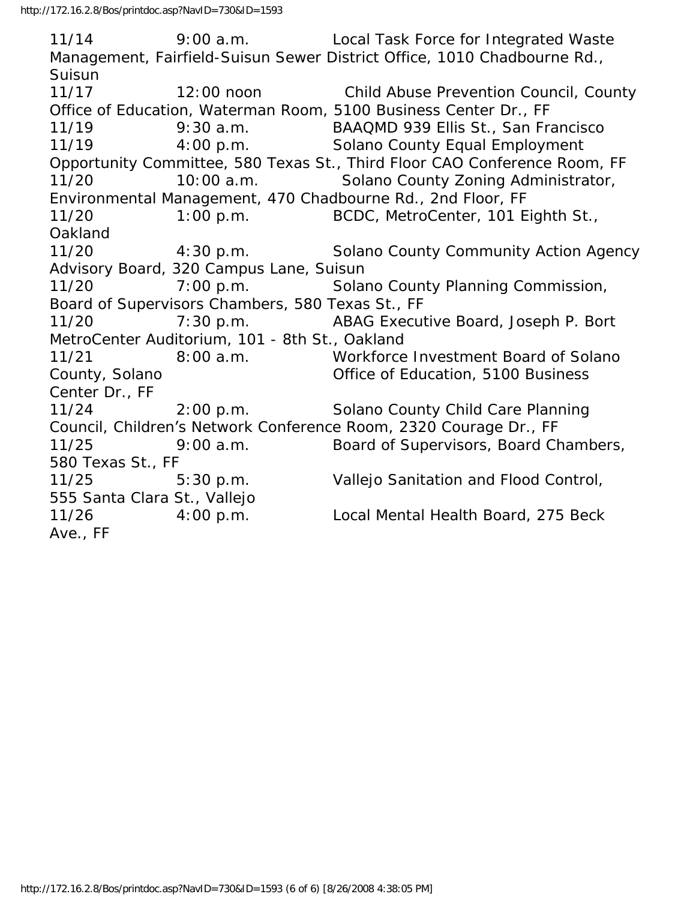11/14 9:00 a.m. Local Task Force for Integrated Waste Management, Fairfield-Suisun Sewer District Office, 1010 Chadbourne Rd., Suisun

11/17 12:00 noon Child Abuse Prevention Council, County Office of Education, Waterman Room, 5100 Business Center Dr., FF

11/19 9:30 a.m. BAAQMD 939 Ellis St., San Francisco

11/19 4:00 p.m. Solano County Equal Employment Opportunity Committee, 580 Texas St., Third Floor CAO Conference Room, FF

11/20 10:00 a.m. Solano County Zoning Administrator, Environmental Management, 470 Chadbourne Rd., 2nd Floor, FF

11/20 1:00 p.m. BCDC, MetroCenter, 101 Eighth St., Oakland

11/20 4:30 p.m. Solano County Community Action Agency Advisory Board, 320 Campus Lane, Suisun

11/20 7:00 p.m. Solano County Planning Commission, Board of Supervisors Chambers, 580 Texas St., FF

11/20 7:30 p.m. ABAG Executive Board, Joseph P. Bort MetroCenter Auditorium, 101 - 8th St., Oakland

11/21 8:00 a.m. Workforce Investment Board of Solano County, Solano Office of Education, 5100 Business Center Dr., FF

11/24 2:00 p.m. Solano County Child Care Planning Council, Children's Network Conference Room, 2320 Courage Dr., FF

11/25 9:00 a.m. Board of Supervisors, Board Chambers, 580 Texas St., FF

11/25 5:30 p.m. Vallejo Sanitation and Flood Control, 555 Santa Clara St., Vallejo

11/26 4:00 p.m. Local Mental Health Board, 275 Beck Ave., FF